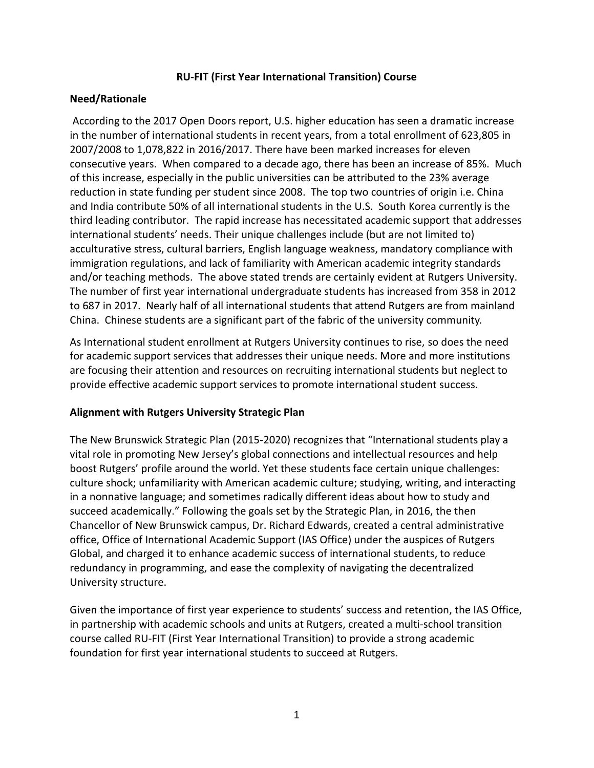**RU-FIT (First Year International Transition) Course**

**Need/Rationale**

According to the 2017 Open Doors report, U.S. higher education has seen a dramatic increase in the number of international students in recent years, from a total enrollment of 623,805 in 2007/2008 to 1,078,822 in 2016/2017. There have been marked increases for eleven consecutive years. When compared to a decade ago, there has been an increase of 85%. Much of this increase, especially in the public universities can be attributed to the 23% average reduction in state funding per student since 2008. The top two countries of origin i.e. China and India contribute 50% of all international students in the U.S. South Korea currently is the third leading contributor. The rapid increase has necessitated academic support that addresses international students' needs. Their unique challenges include (but are not limited to) acculturative stress, cultural barriers, English language weakness, mandatory compliance with immigration regulations, and lack of familiarity with American academic integrity standards and/or teaching methods. The above stated trends are certainly evident at Rutgers University. The number of first year international undergraduate students has increased from 358 in 2012 to 687 in 2017. Nearly half of all international students that attend Rutgers are from mainland China. Chinese students are a significant part of the fabric of the university community.

As International student enrollment at Rutgers University continues to rise, so does the need for academic support services that addresses their unique needs. More and more institutions are focusing their attention and resources on recruiting international students but neglect to provide effective academic support services to promote international student success.

**Alignment with Rutgers University Strategic Plan**

The New Brunswick Strategic Plan (2015-2020) recognizes that "International students play a vital role in promoting New Jersey's global connections and intellectual resources and help boost Rutgers' profile around the world. Yet these students face certain unique challenges: culture shock; unfamiliarity with American academic culture; studying, writing, and interacting in a nonnative language; and sometimes radically different ideas about how to study and succeed academically." Following the goals set by the Strategic Plan, in 2016, the then Chancellor of New Brunswick campus, Dr. Richard Edwards, created a central administrative office, Office of International Academic Support (IAS Office) under the auspices of Rutgers Global, and charged it to enhance academic success of international students, to reduce redundancy in programming, and ease the complexity of navigating the decentralized University structure.

Given the importance of first year experience to students' success and retention, the IAS Office, in partnership with academic schools and units at Rutgers, created a multi-school transition course called RU-FIT (First Year International Transition) to provide a strong academic foundation for first year international students to succeed at Rutgers.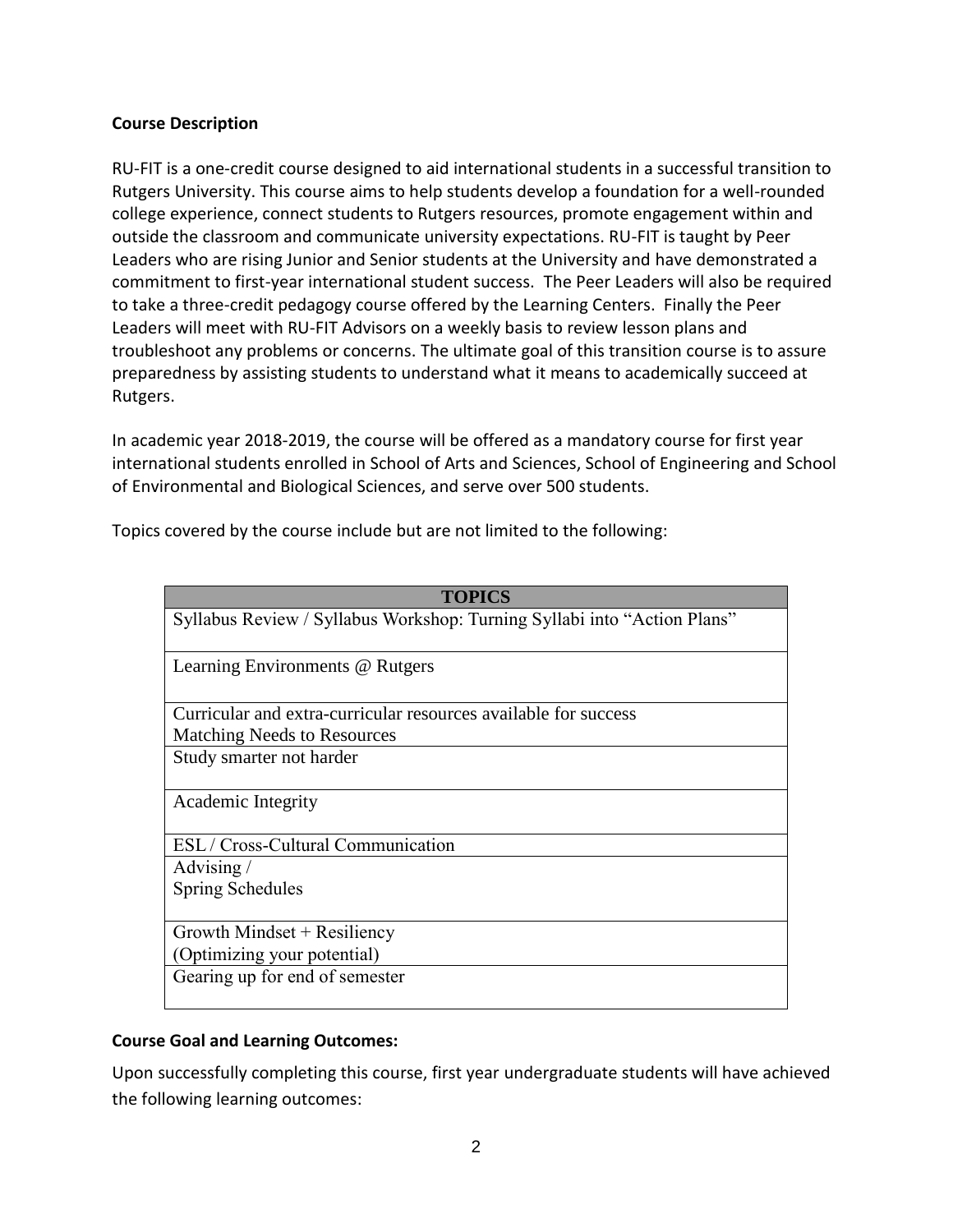**Course Description**

RU-FIT is a one-credit course designed to aid international students in a successful transition to Rutgers University. This course aims to help students develop a foundation for a well-rounded college experience, connect students to Rutgers resources, promote engagement within and outside the classroom and communicate university expectations. RU-FIT is taught by Peer Leaders who are rising Junior and Senior students at the University and have demonstrated a commitment to first-year international student success. The Peer Leaders will also be required to take a three-credit pedagogy course offered by the Learning Centers. Finally the Peer Leaders will meet with RU-FIT Advisors on a weekly basis to review lesson plans and troubleshoot any problems or concerns. The ultimate goal of this transition course is to assure preparedness by assisting students to understand what it means to academically succeed at Rutgers.

In academic year 2018-2019, the course will be offered as a mandatory course for first year international students enrolled in School of Arts and Sciences, School of Engineering and School of Environmental and Biological Sciences, and serve over 500 students.

Topics covered by the course include but are not limited to the following:

| TOPICS |
|---|
| Syllabus Review / Syllabus Workshop: Turning Syllabi into "Action Plans" |
| Learning Environments @ Rutgers |
| Curricular and extra-curricular resources available for success<br>Matching Needs to Resources |
| Study smarter not harder |
| Academic Integrity |
| ESL / Cross-Cultural Communication |
| Advising /<br>Spring Schedules |
| Growth Mindset + Resiliency<br>(Optimizing your potential) |
| Gearing up for end of semester |

**Course Goal and Learning Outcomes:**

Upon successfully completing this course, first year undergraduate students will have achieved the following learning outcomes: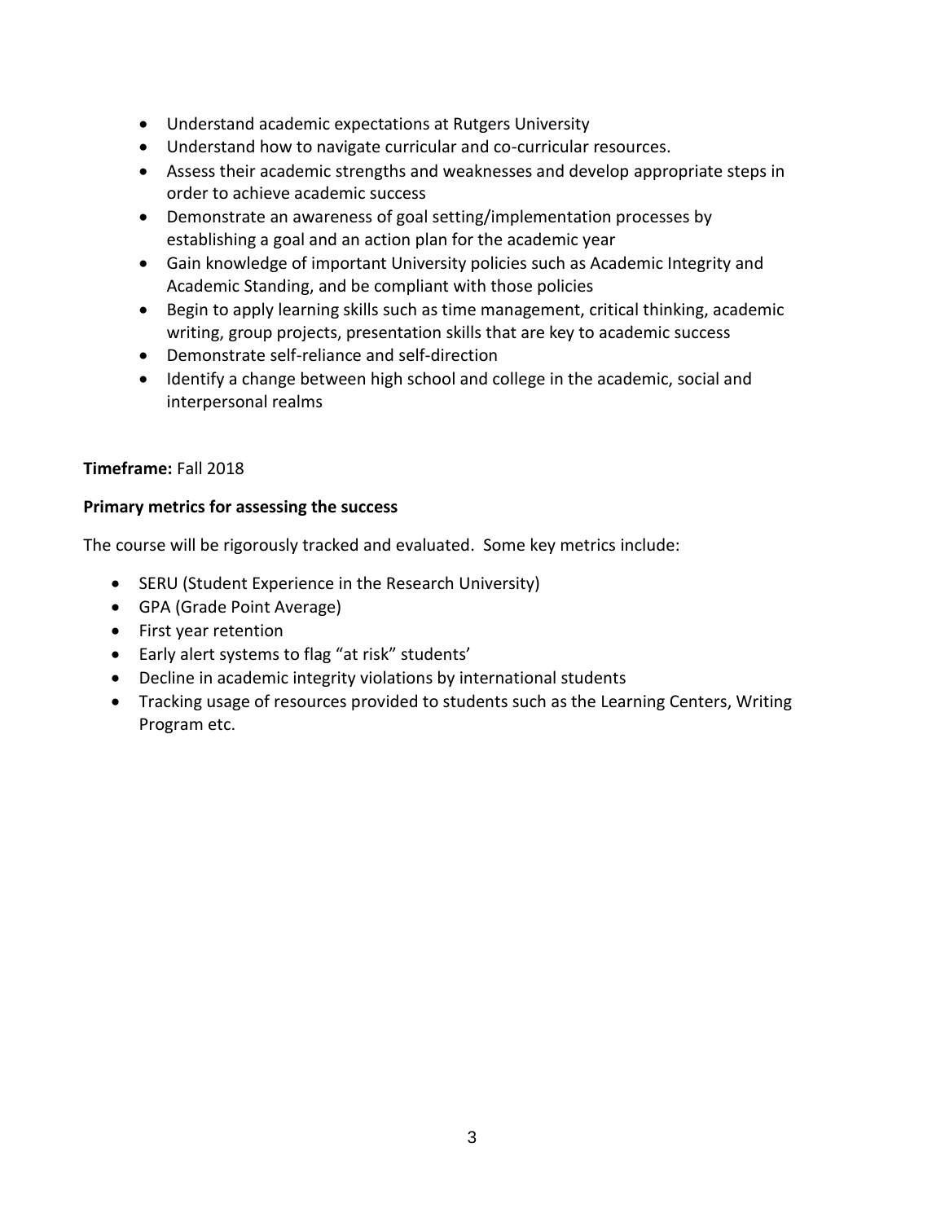- Understand academic expectations at Rutgers University
- Understand how to navigate curricular and co-curricular resources.
- Assess their academic strengths and weaknesses and develop appropriate steps in order to achieve academic success
- Demonstrate an awareness of goal setting/implementation processes by establishing a goal and an action plan for the academic year
- Gain knowledge of important University policies such as Academic Integrity and Academic Standing, and be compliant with those policies
- Begin to apply learning skills such as time management, critical thinking, academic writing, group projects, presentation skills that are key to academic success
- Demonstrate self-reliance and self-direction
- Identify a change between high school and college in the academic, social and interpersonal realms

**Timeframe:** Fall 2018

**Primary metrics for assessing the success**

The course will be rigorously tracked and evaluated. Some key metrics include:

- SERU (Student Experience in the Research University)
- GPA (Grade Point Average)
- First year retention
- Early alert systems to flag "at risk" students'
- Decline in academic integrity violations by international students
- Tracking usage of resources provided to students such as the Learning Centers, Writing Program etc.